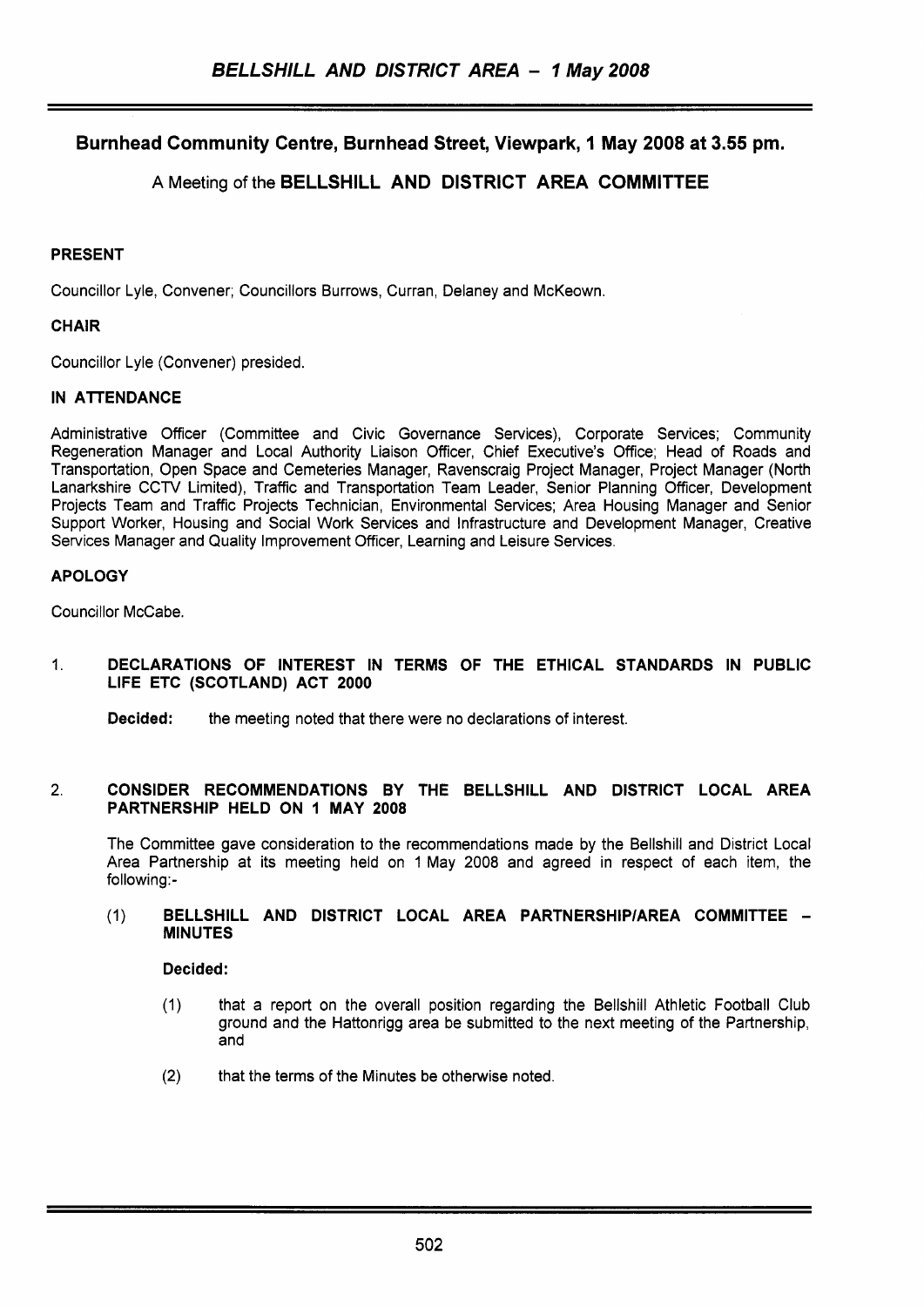## Burnhead Community Centre, Burnhead Street, Viewpark, 1 May 2008 at 3.55 pm.

### A Meeting of the BELLSHILL AND DISTRICT AREA COMMITTEE

**PRESENT**

Councillor Lyle, Convener; Councillors Burrows, Curran, Delaney and McKeown.

**CHAIR**

Councillor Lyle (Convener) presided.

**IN ATTENDANCE**

Administrative Officer (Committee and Civic Governance Services), Corporate Services; Community Regeneration Manager and Local Authority Liaison Officer, Chief Executive's Office; Head of Roads and Transportation, Open Space and Cemeteries Manager, Ravenscraig Project Manager, Project Manager (North Lanarkshire CCTV Limited), Traffic and Transportation Team Leader, Senior Planning Officer, Development Projects Team and Traffic Projects Technician, Environmental Services; Area Housing Manager and Senior Support Worker, Housing and Social Work Services and Infrastructure and Development Manager, Creative Services Manager and Quality Improvement Officer, Learning and Leisure Services.

**APOLOGY**

Councillor McCabe.

1. **DECLARATIONS OF INTEREST IN TERMS OF THE ETHICAL STANDARDS IN PUBLIC LIFE ETC (SCOTLAND) ACT 2000**

   **Decided:** the meeting noted that there were no declarations of interest.

2. **CONSIDER RECOMMENDATIONS BY THE BELLSHILL AND DISTRICT LOCAL AREA PARTNERSHIP HELD ON 1 MAY 2008**

   The Committee gave consideration to the recommendations made by the Bellshill and District Local Area Partnership at its meeting held on 1 May 2008 and agreed in respect of each item, the following:-

   (1) **BELLSHILL AND DISTRICT LOCAL AREA PARTNERSHIP/AREA COMMITTEE – MINUTES**

   **Decided:**

   (1) that a report on the overall position regarding the Bellshill Athletic Football Club ground and the Hattonrigg area be submitted to the next meeting of the Partnership, and

   (2) that the terms of the Minutes be otherwise noted.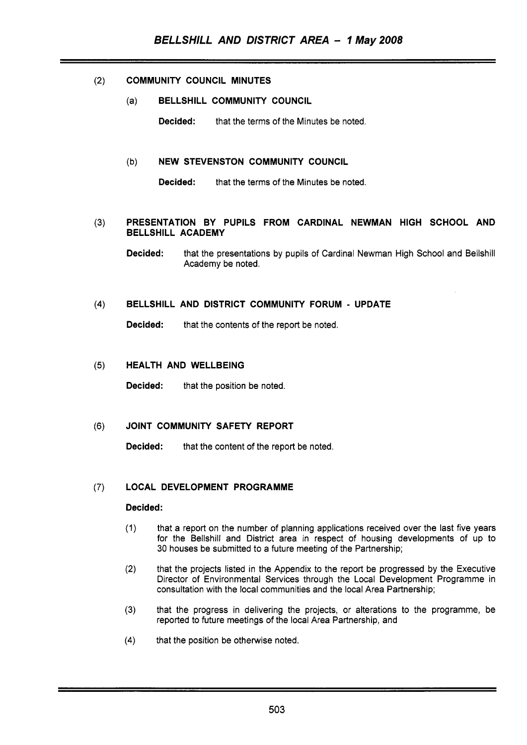(2) **COMMUNITY COUNCIL MINUTES**

(a) **BELLSHILL COMMUNITY COUNCIL**

**Decided:** that the terms of the Minutes be noted.

(b) **NEW STEVENSTON COMMUNITY COUNCIL**

**Decided:** that the terms of the Minutes be noted.

(3) **PRESENTATION BY PUPILS FROM CARDINAL NEWMAN HIGH SCHOOL AND BELLSHILL ACADEMY**

**Decided:** that the presentations by pupils of Cardinal Newman High School and Bellshill Academy be noted.

(4) **BELLSHILL AND DISTRICT COMMUNITY FORUM - UPDATE**

**Decided:** that the contents of the report be noted.

(5) **HEALTH AND WELLBEING**

**Decided:** that the position be noted.

(6) **JOINT COMMUNITY SAFETY REPORT**

**Decided:** that the content of the report be noted.

(7) **LOCAL DEVELOPMENT PROGRAMME**

**Decided:**

(1) that a report on the number of planning applications received over the last five years for the Bellshill and District area in respect of housing developments of up to 30 houses be submitted to a future meeting of the Partnership;

(2) that the projects listed in the Appendix to the report be progressed by the Executive Director of Environmental Services through the Local Development Programme in consultation with the local communities and the local Area Partnership;

(3) that the progress in delivering the projects, or alterations to the programme, be reported to future meetings of the local Area Partnership, and

(4) that the position be otherwise noted.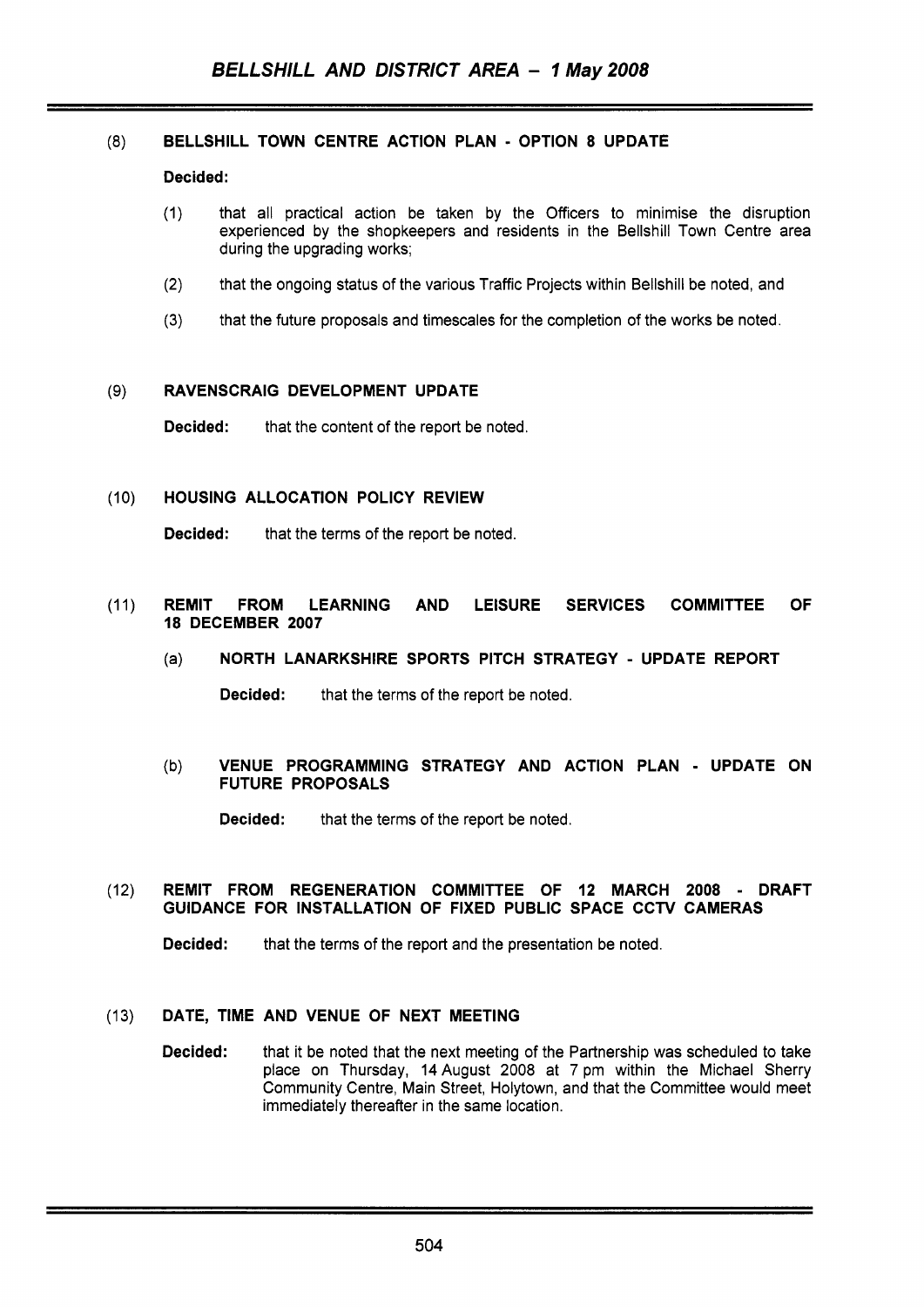## (8) BELLSHILL TOWN CENTRE ACTION PLAN - OPTION 8 UPDATE

**Decided:**

(1) that all practical action be taken by the Officers to minimise the disruption experienced by the shopkeepers and residents in the Bellshill Town Centre area during the upgrading works;

(2) that the ongoing status of the various Traffic Projects within Bellshill be noted, and

(3) that the future proposals and timescales for the completion of the works be noted.

## (9) RAVENSCRAIG DEVELOPMENT UPDATE

**Decided:** that the content of the report be noted.

## (10) HOUSING ALLOCATION POLICY REVIEW

**Decided:** that the terms of the report be noted.

## (11) REMIT FROM LEARNING AND LEISURE SERVICES COMMITTEE OF 18 DECEMBER 2007

### (a) NORTH LANARKSHIRE SPORTS PITCH STRATEGY - UPDATE REPORT

**Decided:** that the terms of the report be noted.

### (b) VENUE PROGRAMMING STRATEGY AND ACTION PLAN - UPDATE ON FUTURE PROPOSALS

**Decided:** that the terms of the report be noted.

## (12) REMIT FROM REGENERATION COMMITTEE OF 12 MARCH 2008 - DRAFT GUIDANCE FOR INSTALLATION OF FIXED PUBLIC SPACE CCTV CAMERAS

**Decided:** that the terms of the report and the presentation be noted.

## (13) DATE, TIME AND VENUE OF NEXT MEETING

**Decided:** that it be noted that the next meeting of the Partnership was scheduled to take place on Thursday, 14 August 2008 at 7 pm within the Michael Sherry Community Centre, Main Street, Holytown, and that the Committee would meet immediately thereafter in the same location.